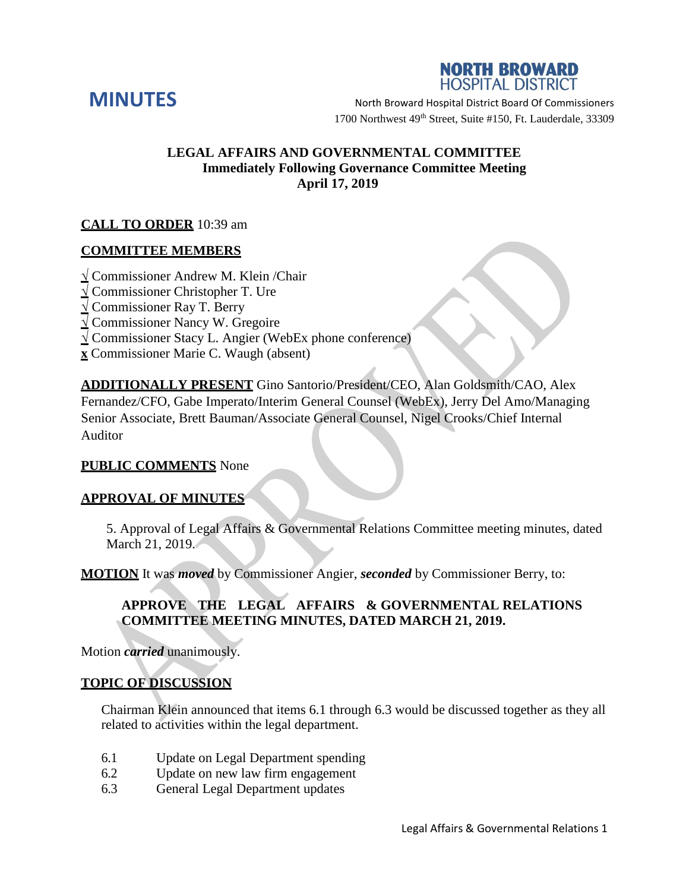# MINUTES

**NORTH BROWARD HOSPITAL DISTRICT**

North Broward Hospital District Board Of Commissioners
1700 Northwest 49th Street, Suite #150, Ft. Lauderdale, 33309

**LEGAL AFFAIRS AND GOVERNMENTAL COMMITTEE**
**Immediately Following Governance Committee Meeting**
**April 17, 2019**

**CALL TO ORDER** 10:39 am

**COMMITTEE MEMBERS**

√ Commissioner Andrew M. Klein /Chair
√ Commissioner Christopher T. Ure
√ Commissioner Ray T. Berry
√ Commissioner Nancy W. Gregoire
√ Commissioner Stacy L. Angier (WebEx phone conference)
**x** Commissioner Marie C. Waugh (absent)

**ADDITIONALLY PRESENT** Gino Santorio/President/CEO, Alan Goldsmith/CAO, Alex Fernandez/CFO, Gabe Imperato/Interim General Counsel (WebEx), Jerry Del Amo/Managing Senior Associate, Brett Bauman/Associate General Counsel, Nigel Crooks/Chief Internal Auditor

**PUBLIC COMMENTS** None

**APPROVAL OF MINUTES**

5. Approval of Legal Affairs & Governmental Relations Committee meeting minutes, dated March 21, 2019.

**MOTION** It was ***moved*** by Commissioner Angier, ***seconded*** by Commissioner Berry, to:

**APPROVE THE LEGAL AFFAIRS & GOVERNMENTAL RELATIONS COMMITTEE MEETING MINUTES, DATED MARCH 21, 2019.**

Motion ***carried*** unanimously.

**TOPIC OF DISCUSSION**

Chairman Klein announced that items 6.1 through 6.3 would be discussed together as they all related to activities within the legal department.

6.1 Update on Legal Department spending
6.2 Update on new law firm engagement
6.3 General Legal Department updates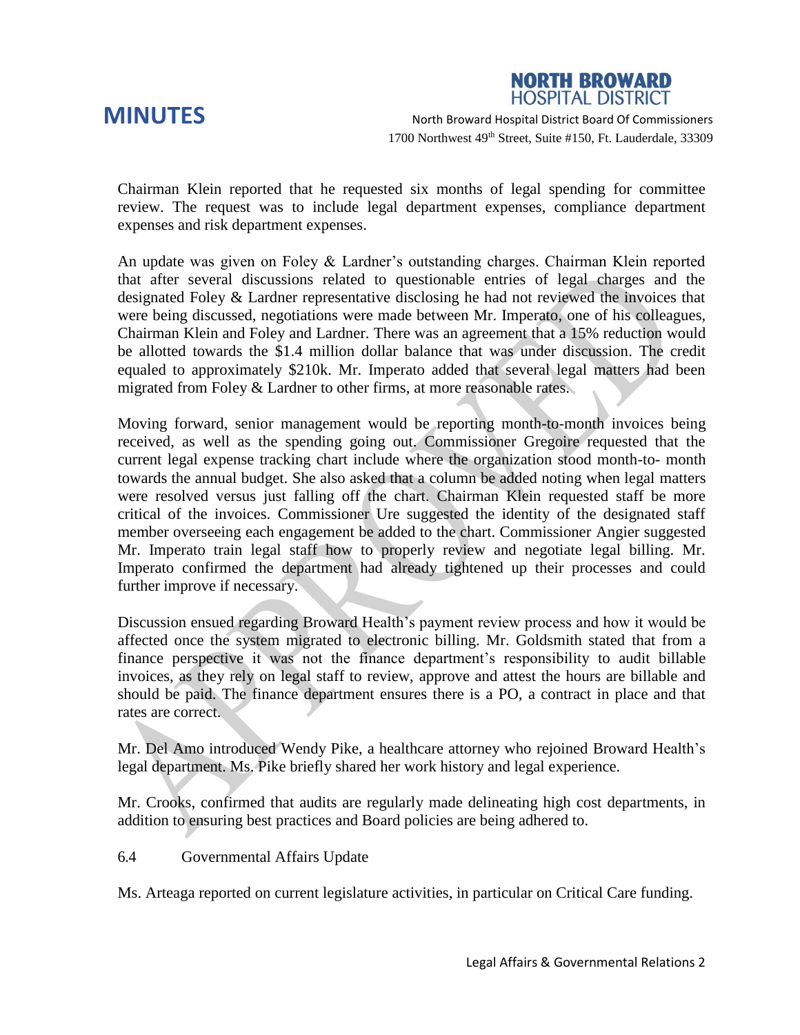Chairman Klein reported that he requested six months of legal spending for committee review. The request was to include legal department expenses, compliance department expenses and risk department expenses.

An update was given on Foley & Lardner's outstanding charges. Chairman Klein reported that after several discussions related to questionable entries of legal charges and the designated Foley & Lardner representative disclosing he had not reviewed the invoices that were being discussed, negotiations were made between Mr. Imperato, one of his colleagues, Chairman Klein and Foley and Lardner. There was an agreement that a 15% reduction would be allotted towards the $1.4 million dollar balance that was under discussion. The credit equaled to approximately $210k. Mr. Imperato added that several legal matters had been migrated from Foley & Lardner to other firms, at more reasonable rates.

Moving forward, senior management would be reporting month-to-month invoices being received, as well as the spending going out. Commissioner Gregoire requested that the current legal expense tracking chart include where the organization stood month-to- month towards the annual budget. She also asked that a column be added noting when legal matters were resolved versus just falling off the chart. Chairman Klein requested staff be more critical of the invoices. Commissioner Ure suggested the identity of the designated staff member overseeing each engagement be added to the chart. Commissioner Angier suggested Mr. Imperato train legal staff how to properly review and negotiate legal billing. Mr. Imperato confirmed the department had already tightened up their processes and could further improve if necessary.

Discussion ensued regarding Broward Health's payment review process and how it would be affected once the system migrated to electronic billing. Mr. Goldsmith stated that from a finance perspective it was not the finance department's responsibility to audit billable invoices, as they rely on legal staff to review, approve and attest the hours are billable and should be paid. The finance department ensures there is a PO, a contract in place and that rates are correct.

Mr. Del Amo introduced Wendy Pike, a healthcare attorney who rejoined Broward Health's legal department. Ms. Pike briefly shared her work history and legal experience.

Mr. Crooks, confirmed that audits are regularly made delineating high cost departments, in addition to ensuring best practices and Board policies are being adhered to.

6.4 Governmental Affairs Update

Ms. Arteaga reported on current legislature activities, in particular on Critical Care funding.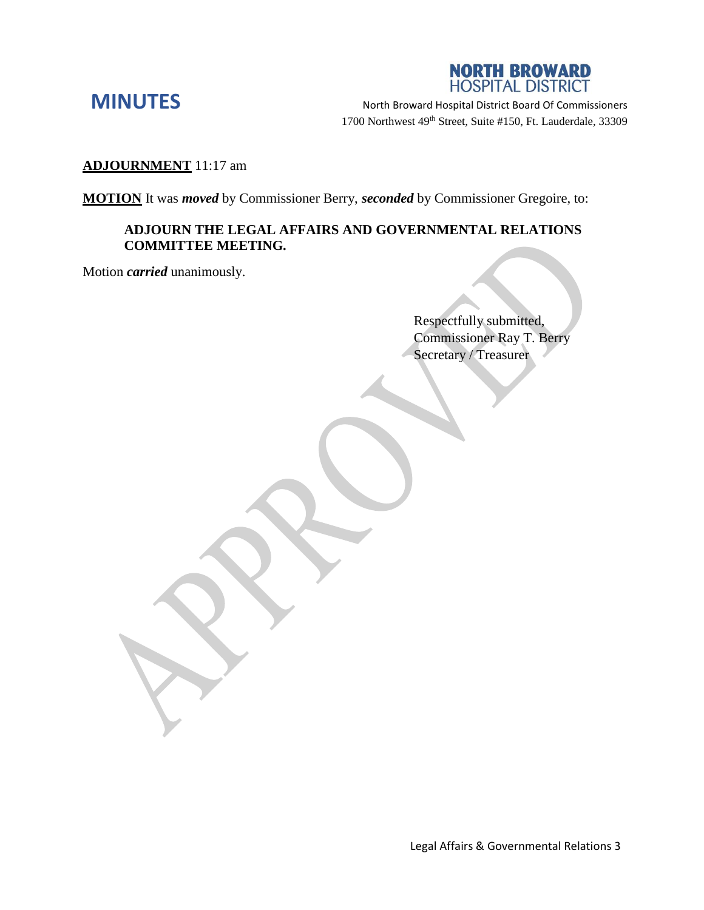**ADJOURNMENT** 11:17 am

**MOTION** It was ***moved*** by Commissioner Berry, ***seconded*** by Commissioner Gregoire, to:

> **ADJOURN THE LEGAL AFFAIRS AND GOVERNMENTAL RELATIONS COMMITTEE MEETING.**

Motion ***carried*** unanimously.

Respectfully submitted,
Commissioner Ray T. Berry
Secretary / Treasurer